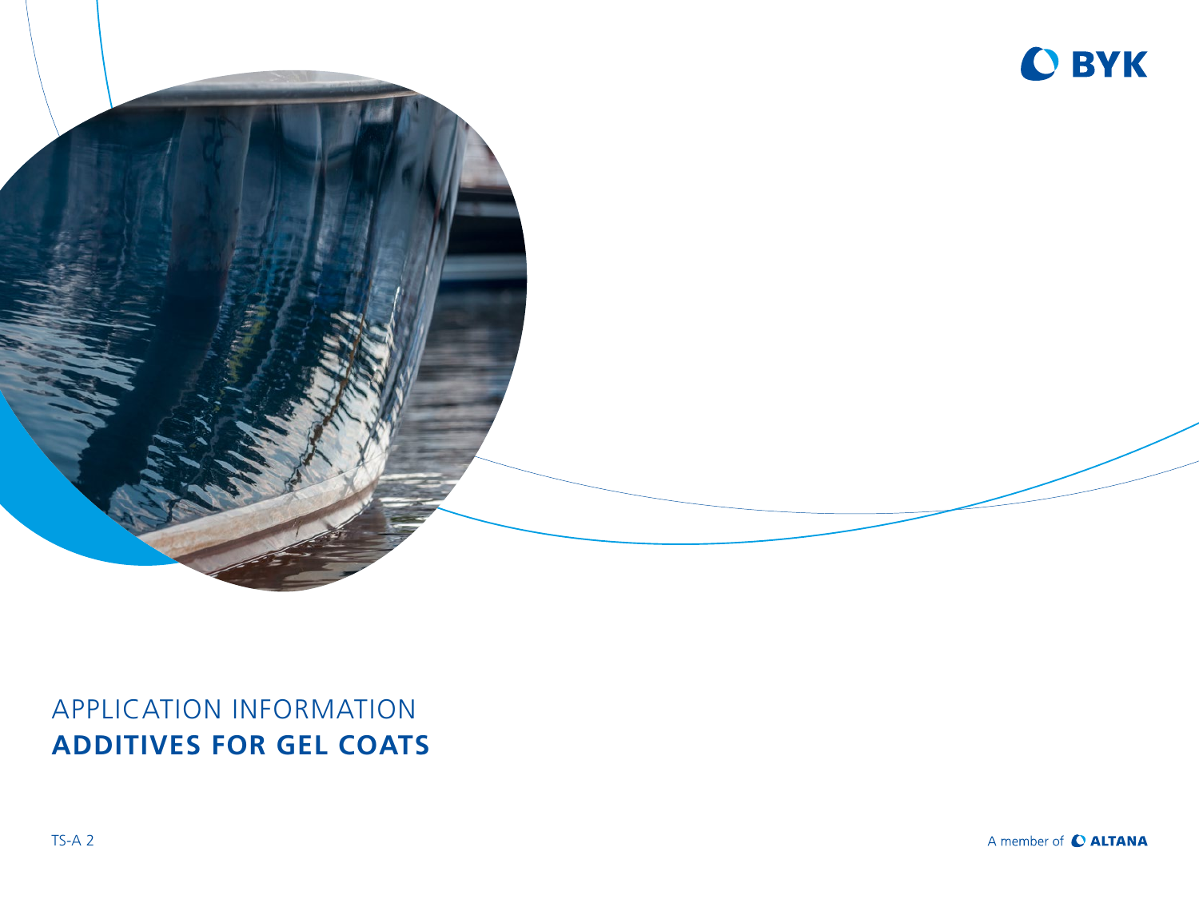BYK

APPLICATION INFORMATION

# ADDITIVES FOR GEL COATS

TS-A 2

A member of ALTANA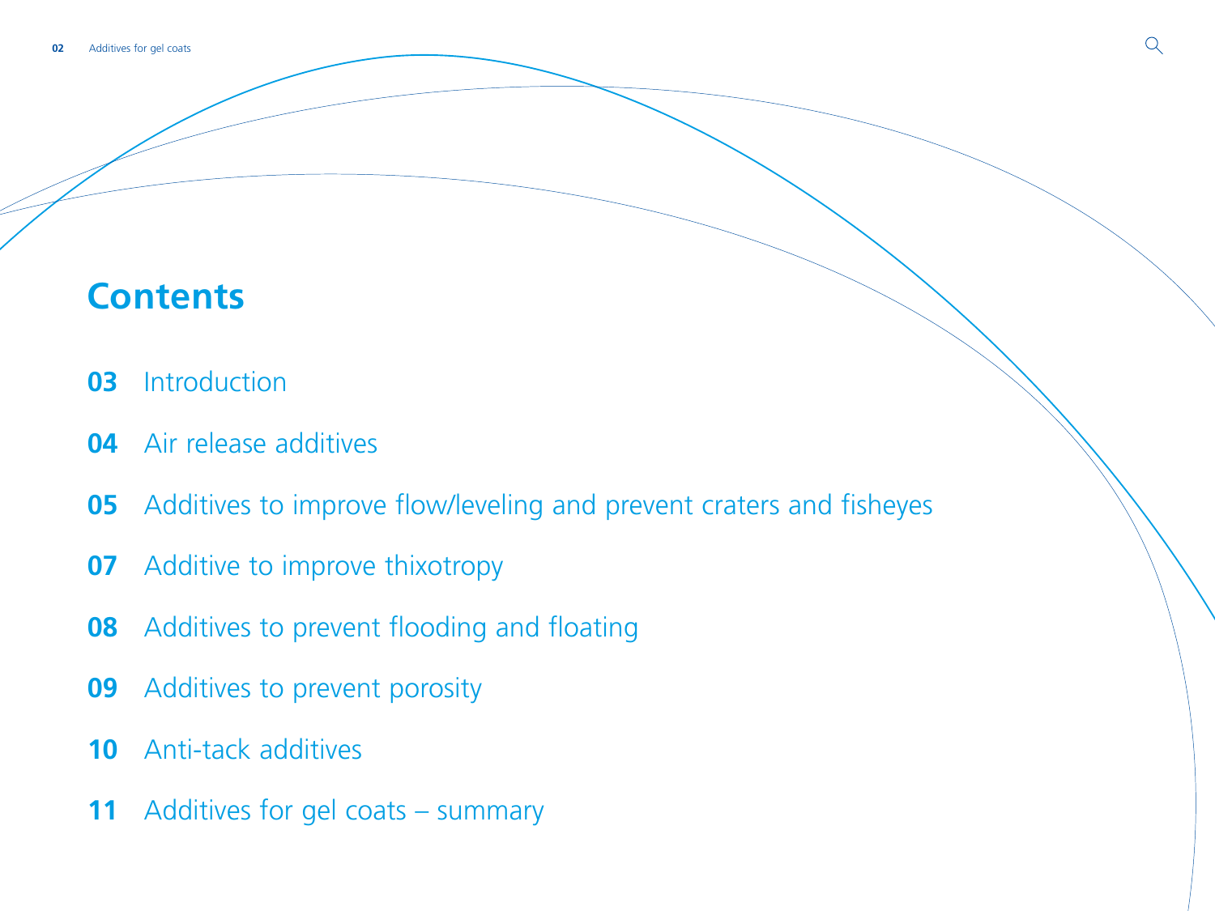# Contents

**03** Introduction

**04** Air release additives

**05** Additives to improve flow/leveling and prevent craters and fisheyes

**07** Additive to improve thixotropy

**08** Additives to prevent flooding and floating

**09** Additives to prevent porosity

**10** Anti-tack additives

**11** Additives for gel coats – summary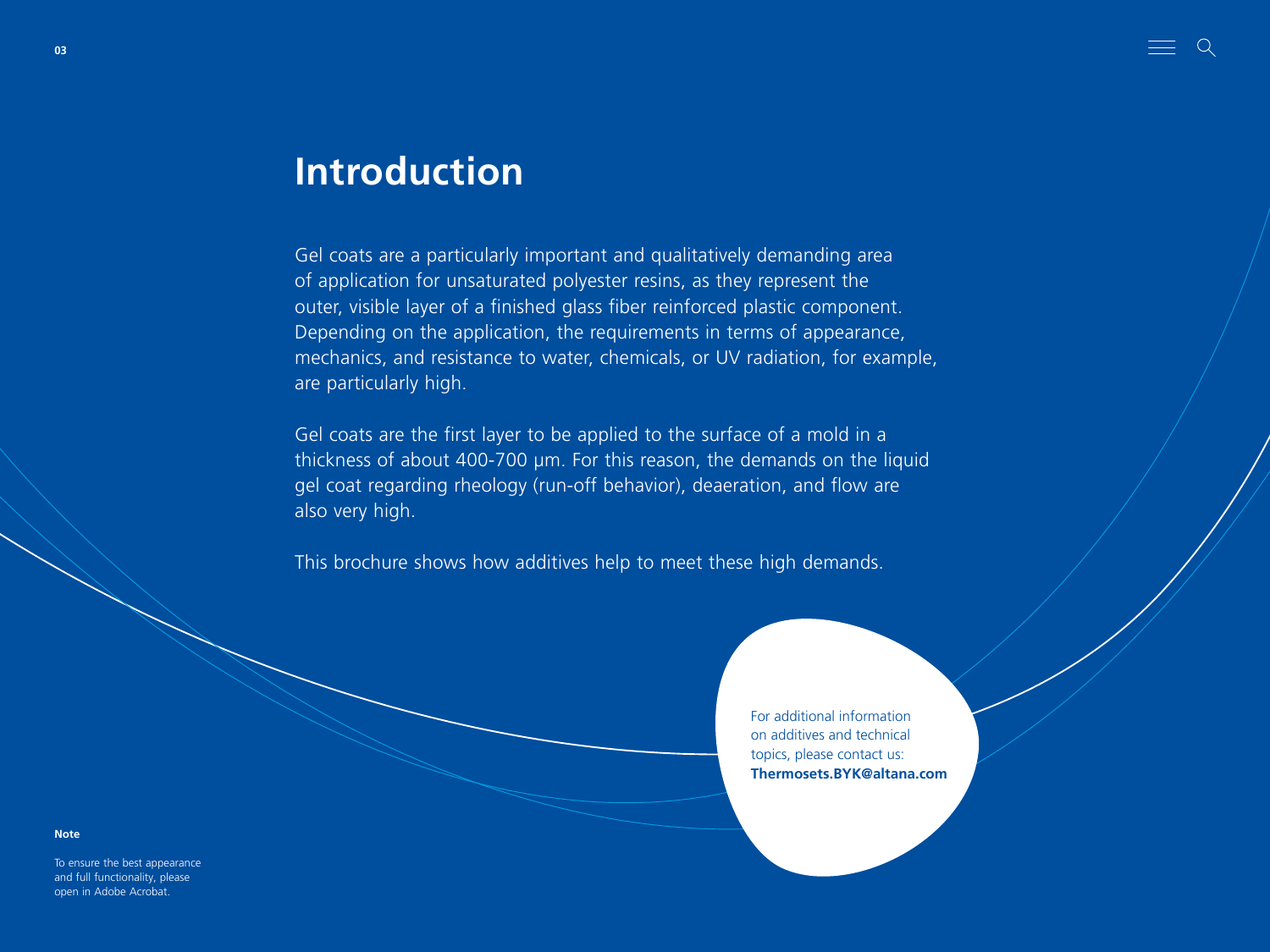# Introduction

Gel coats are a particularly important and qualitatively demanding area of application for unsaturated polyester resins, as they represent the outer, visible layer of a finished glass fiber reinforced plastic component. Depending on the application, the requirements in terms of appearance, mechanics, and resistance to water, chemicals, or UV radiation, for example, are particularly high.

Gel coats are the first layer to be applied to the surface of a mold in a thickness of about 400-700 μm. For this reason, the demands on the liquid gel coat regarding rheology (run-off behavior), deaeration, and flow are also very high.

This brochure shows how additives help to meet these high demands.

For additional information on additives and technical topics, please contact us:
**Thermosets.BYK@altana.com**

**Note**

To ensure the best appearance and full functionality, please open in Adobe Acrobat.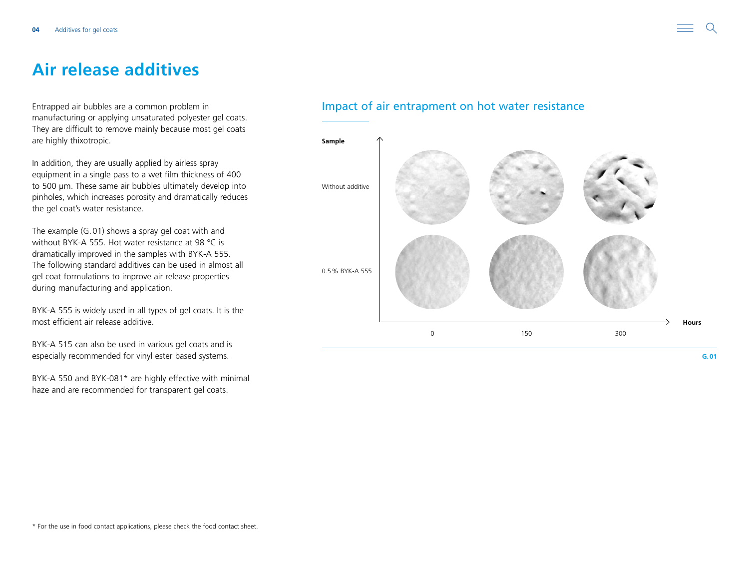# Air release additives

Entrapped air bubbles are a common problem in manufacturing or applying unsaturated polyester gel coats. They are difficult to remove mainly because most gel coats are highly thixotropic.

In addition, they are usually applied by airless spray equipment in a single pass to a wet film thickness of 400 to 500 µm. These same air bubbles ultimately develop into pinholes, which increases porosity and dramatically reduces the gel coat's water resistance.

The example (G. 01) shows a spray gel coat with and without BYK-A 555. Hot water resistance at 98 °C is dramatically improved in the samples with BYK-A 555. The following standard additives can be used in almost all gel coat formulations to improve air release properties during manufacturing and application.

BYK-A 555 is widely used in all types of gel coats. It is the most efficient air release additive.

BYK-A 515 can also be used in various gel coats and is especially recommended for vinyl ester based systems.

BYK-A 550 and BYK-081* are highly effective with minimal haze and are recommended for transparent gel coats.

## Impact of air entrapment on hot water resistance

**Sample**

Without additive

0.5 % BYK-A 555

0 | 150 | 300 **Hours**

**G. 01**

* For the use in food contact applications, please check the food contact sheet.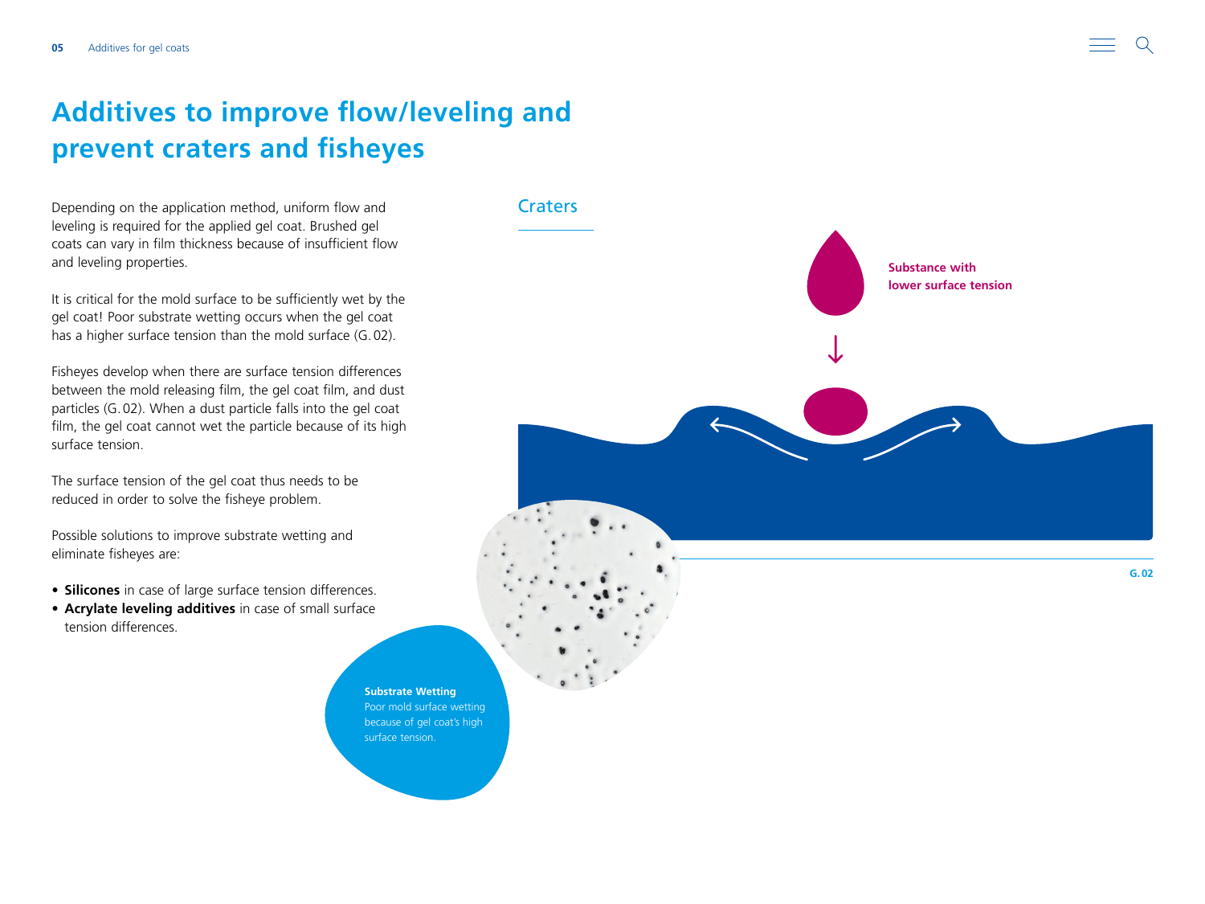# Additives to improve flow/leveling and prevent craters and fisheyes

Depending on the application method, uniform flow and leveling is required for the applied gel coat. Brushed gel coats can vary in film thickness because of insufficient flow and leveling properties.

It is critical for the mold surface to be sufficiently wet by the gel coat! Poor substrate wetting occurs when the gel coat has a higher surface tension than the mold surface (G. 02).

Fisheyes develop when there are surface tension differences between the mold releasing film, the gel coat film, and dust particles (G. 02). When a dust particle falls into the gel coat film, the gel coat cannot wet the particle because of its high surface tension.

The surface tension of the gel coat thus needs to be reduced in order to solve the fisheye problem.

Possible solutions to improve substrate wetting and eliminate fisheyes are:

- **Silicones** in case of large surface tension differences.
- **Acrylate leveling additives** in case of small surface tension differences.

## Craters

Substance with lower surface tension

G. 02

**Substrate Wetting**
Poor mold surface wetting because of gel coat's high surface tension.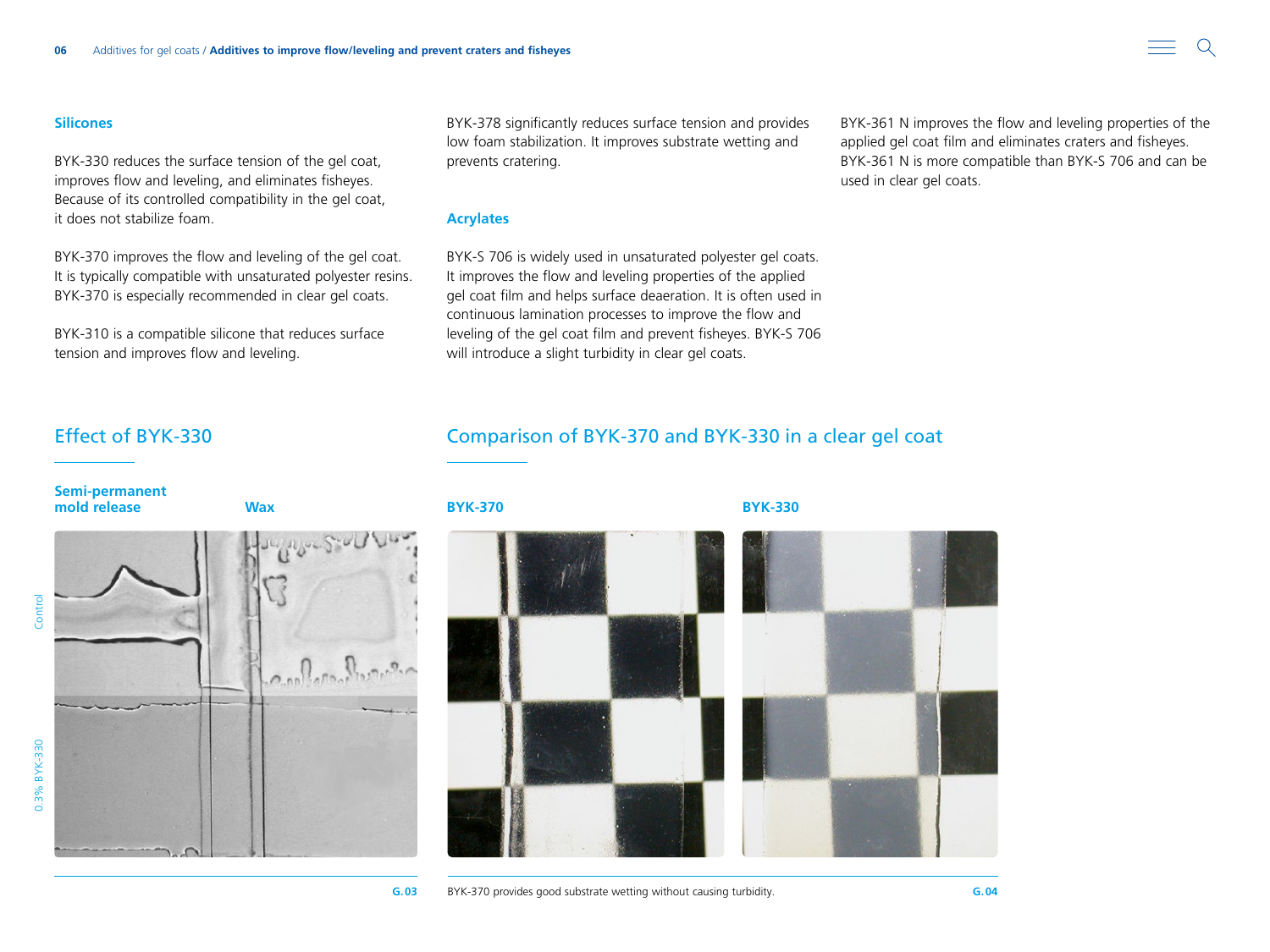### Silicones

BYK-330 reduces the surface tension of the gel coat, improves flow and leveling, and eliminates fisheyes. Because of its controlled compatibility in the gel coat, it does not stabilize foam.

BYK-370 improves the flow and leveling of the gel coat. It is typically compatible with unsaturated polyester resins. BYK-370 is especially recommended in clear gel coats.

BYK-310 is a compatible silicone that reduces surface tension and improves flow and leveling.

BYK-378 significantly reduces surface tension and provides low foam stabilization. It improves substrate wetting and prevents cratering.

### Acrylates

BYK-S 706 is widely used in unsaturated polyester gel coats. It improves the flow and leveling properties of the applied gel coat film and helps surface deaeration. It is often used in continuous lamination processes to improve the flow and leveling of the gel coat film and prevent fisheyes. BYK-S 706 will introduce a slight turbidity in clear gel coats.

BYK-361 N improves the flow and leveling properties of the applied gel coat film and eliminates craters and fisheyes. BYK-361 N is more compatible than BYK-S 706 and can be used in clear gel coats.

## Effect of BYK-330

**Semi-permanent mold release** | **Wax**

Control

0.3% BYK-330

G.03

## Comparison of BYK-370 and BYK-330 in a clear gel coat

**BYK-370** | **BYK-330**

BYK-370 provides good substrate wetting without causing turbidity.

G.04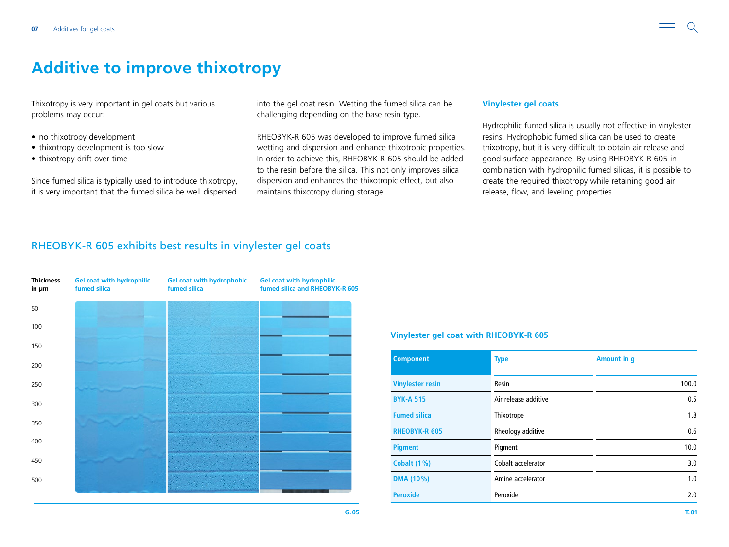# Additive to improve thixotropy

Thixotropy is very important in gel coats but various problems may occur:

- no thixotropy development
- thixotropy development is too slow
- thixotropy drift over time

Since fumed silica is typically used to introduce thixotropy, it is very important that the fumed silica be well dispersed into the gel coat resin. Wetting the fumed silica can be challenging depending on the base resin type.

RHEOBYK-R 605 was developed to improve fumed silica wetting and dispersion and enhance thixotropic properties. In order to achieve this, RHEOBYK-R 605 should be added to the resin before the silica. This not only improves silica dispersion and enhances the thixotropic effect, but also maintains thixotropy during storage.

### Vinylester gel coats

Hydrophilic fumed silica is usually not effective in vinylester resins. Hydrophobic fumed silica can be used to create thixotropy, but it is very difficult to obtain air release and good surface appearance. By using RHEOBYK-R 605 in combination with hydrophilic fumed silicas, it is possible to create the required thixotropy while retaining good air release, flow, and leveling properties.

## RHEOBYK-R 605 exhibits best results in vinylester gel coats

| Thickness in µm | Gel coat with hydrophilic fumed silica | Gel coat with hydrophobic fumed silica | Gel coat with hydrophilic fumed silica and RHEOBYK-R 605 |
|---|---|---|---|
| 50 | | | |
| 100 | | | |
| 150 | | | |
| 200 | | | |
| 250 | | | |
| 300 | | | |
| 350 | | | |
| 400 | | | |
| 450 | | | |
| 500 | | | |

G.05

### Vinylester gel coat with RHEOBYK-R 605

| Component | Type | Amount in g |
|---|---|---|
| Vinylester resin | Resin | 100.0 |
| BYK-A 515 | Air release additive | 0.5 |
| Fumed silica | Thixotrope | 1.8 |
| RHEOBYK-R 605 | Rheology additive | 0.6 |
| Pigment | Pigment | 10.0 |
| Cobalt (1 %) | Cobalt accelerator | 3.0 |
| DMA (10 %) | Amine accelerator | 1.0 |
| Peroxide | Peroxide | 2.0 |

T.01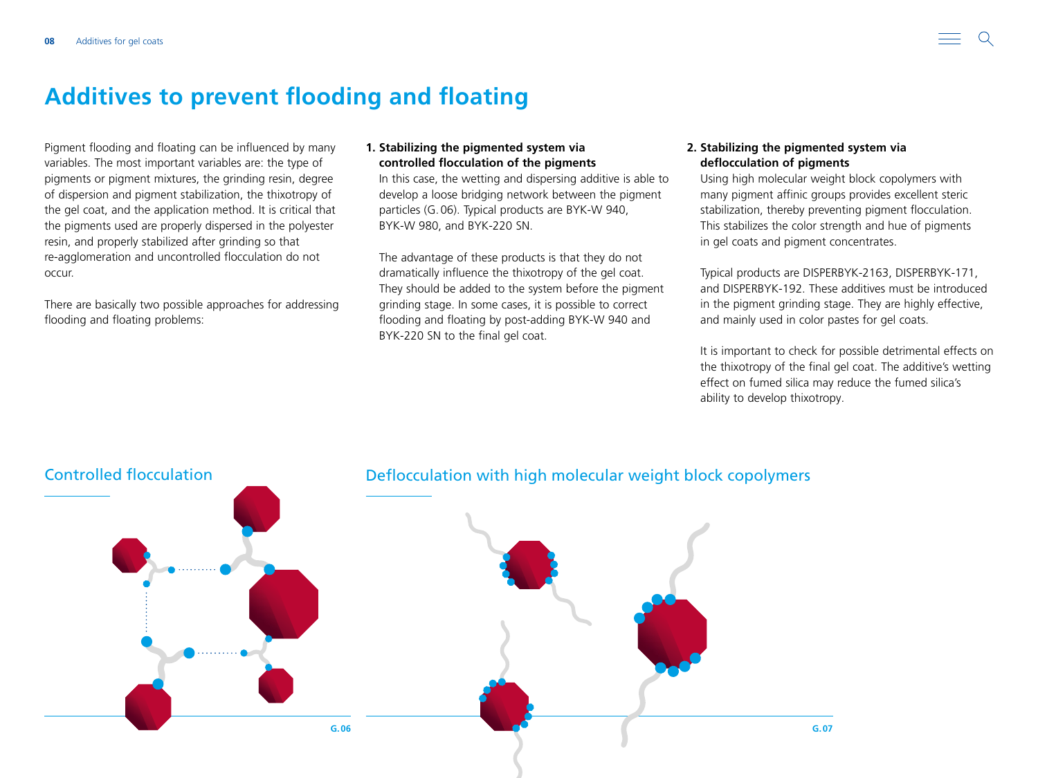# Additives to prevent flooding and floating

Pigment flooding and floating can be influenced by many variables. The most important variables are: the type of pigments or pigment mixtures, the grinding resin, degree of dispersion and pigment stabilization, the thixotropy of the gel coat, and the application method. It is critical that the pigments used are properly dispersed in the polyester resin, and properly stabilized after grinding so that re-agglomeration and uncontrolled flocculation do not occur.

There are basically two possible approaches for addressing flooding and floating problems:

**1. Stabilizing the pigmented system via controlled flocculation of the pigments**

In this case, the wetting and dispersing additive is able to develop a loose bridging network between the pigment particles (G. 06). Typical products are BYK-W 940, BYK-W 980, and BYK-220 SN.

The advantage of these products is that they do not dramatically influence the thixotropy of the gel coat. They should be added to the system before the pigment grinding stage. In some cases, it is possible to correct flooding and floating by post-adding BYK-W 940 and BYK-220 SN to the final gel coat.

**2. Stabilizing the pigmented system via deflocculation of pigments**

Using high molecular weight block copolymers with many pigment affinic groups provides excellent steric stabilization, thereby preventing pigment flocculation. This stabilizes the color strength and hue of pigments in gel coats and pigment concentrates.

Typical products are DISPERBYK-2163, DISPERBYK-171, and DISPERBYK-192. These additives must be introduced in the pigment grinding stage. They are highly effective, and mainly used in color pastes for gel coats.

It is important to check for possible detrimental effects on the thixotropy of the final gel coat. The additive's wetting effect on fumed silica may reduce the fumed silica's ability to develop thixotropy.

## Controlled flocculation

G. 06

## Deflocculation with high molecular weight block copolymers

G. 07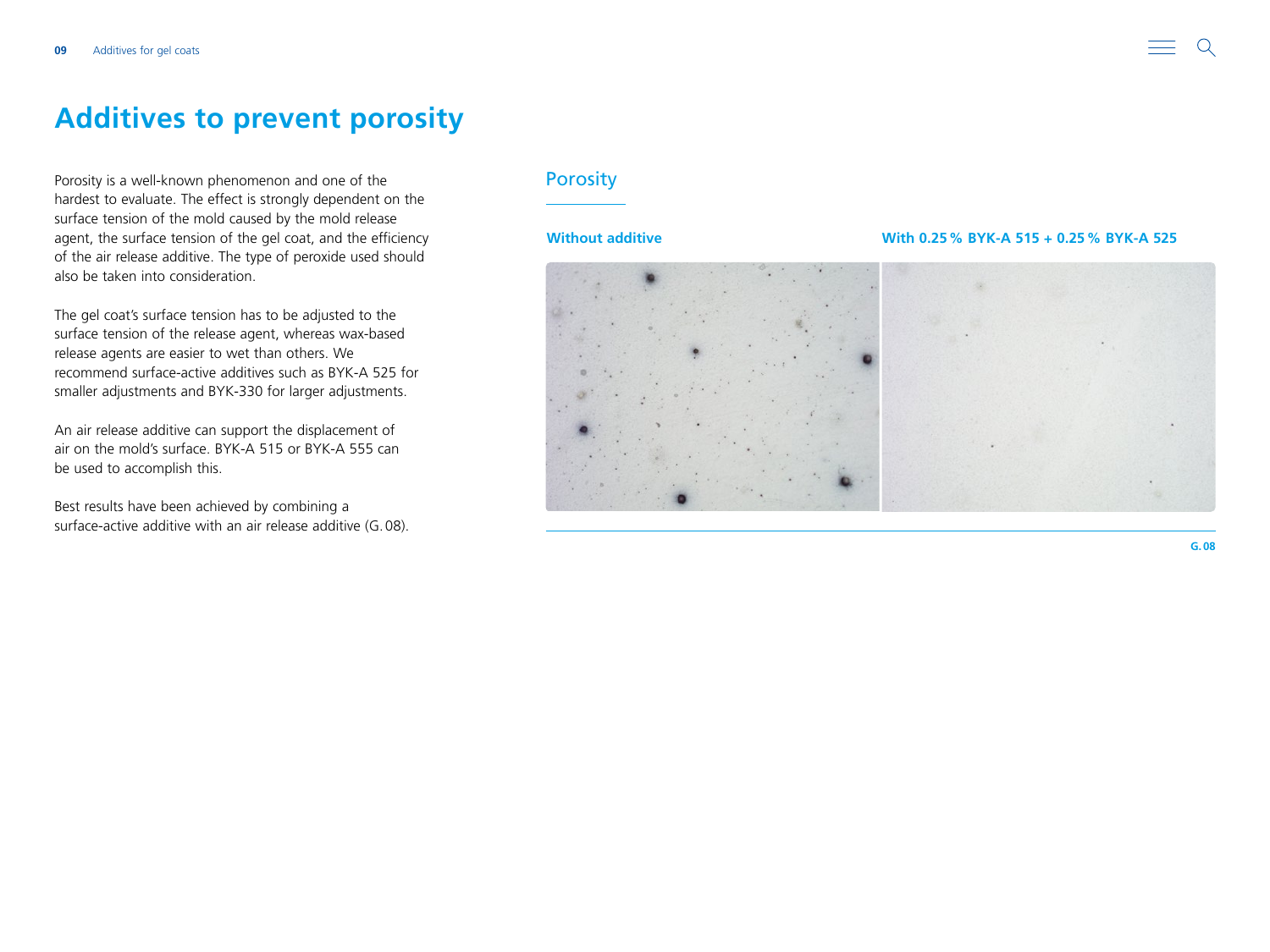# Additives to prevent porosity

Porosity is a well-known phenomenon and one of the hardest to evaluate. The effect is strongly dependent on the surface tension of the mold caused by the mold release agent, the surface tension of the gel coat, and the efficiency of the air release additive. The type of peroxide used should also be taken into consideration.

The gel coat's surface tension has to be adjusted to the surface tension of the release agent, whereas wax-based release agents are easier to wet than others. We recommend surface-active additives such as BYK-A 525 for smaller adjustments and BYK-330 for larger adjustments.

An air release additive can support the displacement of air on the mold's surface. BYK-A 515 or BYK-A 555 can be used to accomplish this.

Best results have been achieved by combining a surface-active additive with an air release additive (G. 08).

## Porosity

**Without additive**

**With 0.25 % BYK-A 515 + 0.25 % BYK-A 525**

**G. 08**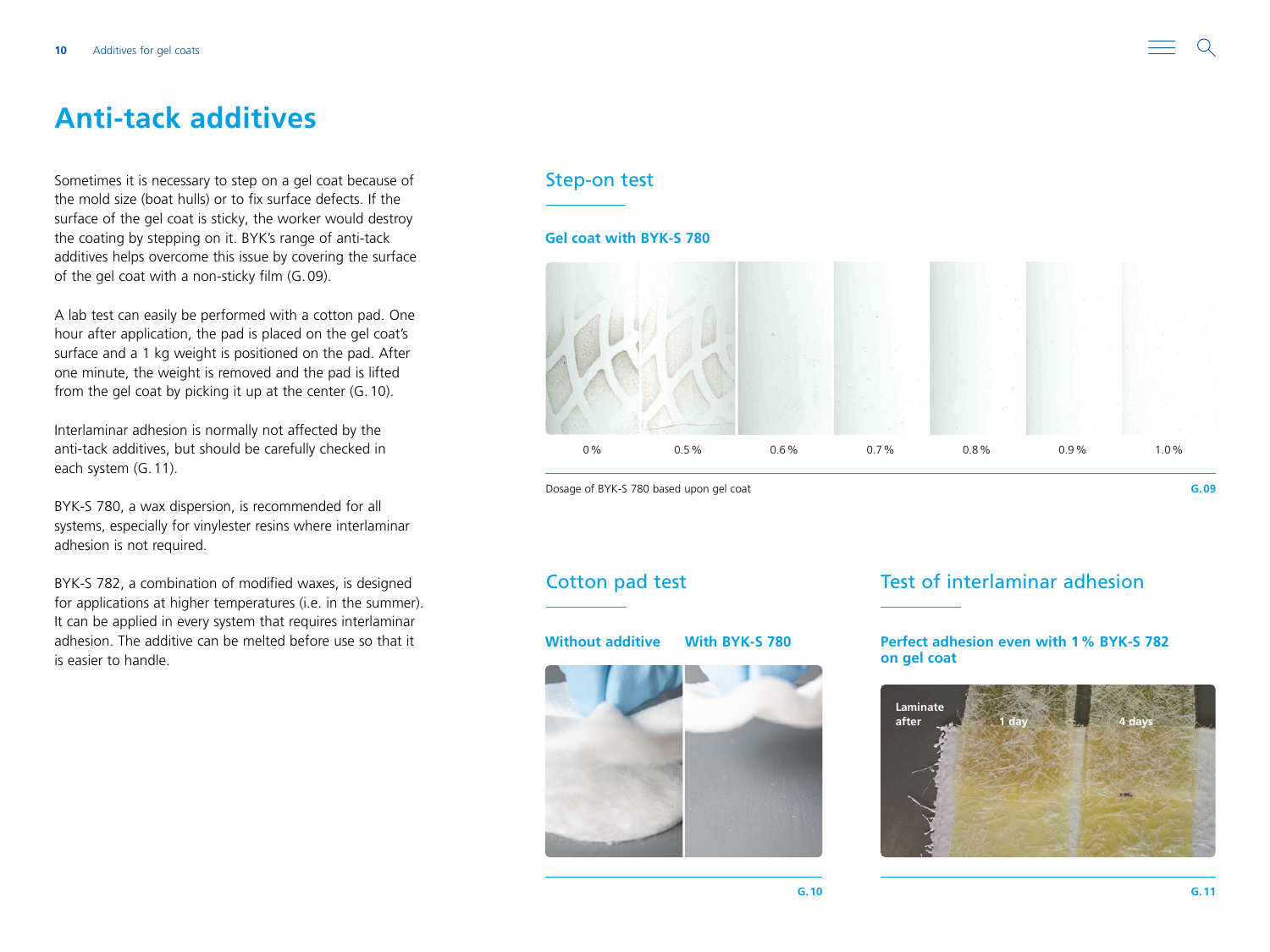# Anti-tack additives

Sometimes it is necessary to step on a gel coat because of the mold size (boat hulls) or to fix surface defects. If the surface of the gel coat is sticky, the worker would destroy the coating by stepping on it. BYK's range of anti-tack additives helps overcome this issue by covering the surface of the gel coat with a non-sticky film (G. 09).

A lab test can easily be performed with a cotton pad. One hour after application, the pad is placed on the gel coat's surface and a 1 kg weight is positioned on the pad. After one minute, the weight is removed and the pad is lifted from the gel coat by picking it up at the center (G. 10).

Interlaminar adhesion is normally not affected by the anti-tack additives, but should be carefully checked in each system (G. 11).

BYK-S 780, a wax dispersion, is recommended for all systems, especially for vinylester resins where interlaminar adhesion is not required.

BYK-S 782, a combination of modified waxes, is designed for applications at higher temperatures (i.e. in the summer). It can be applied in every system that requires interlaminar adhesion. The additive can be melted before use so that it is easier to handle.

## Step-on test

**Gel coat with BYK-S 780**

0 % 0.5 % 0.6 % 0.7 % 0.8 % 0.9 % 1.0 %

Dosage of BYK-S 780 based upon gel coat

G. 09

## Cotton pad test

**Without additive** **With BYK-S 780**

G. 10

## Test of interlaminar adhesion

**Perfect adhesion even with 1 % BYK-S 782 on gel coat**

Laminate after 1 day 4 days

G. 11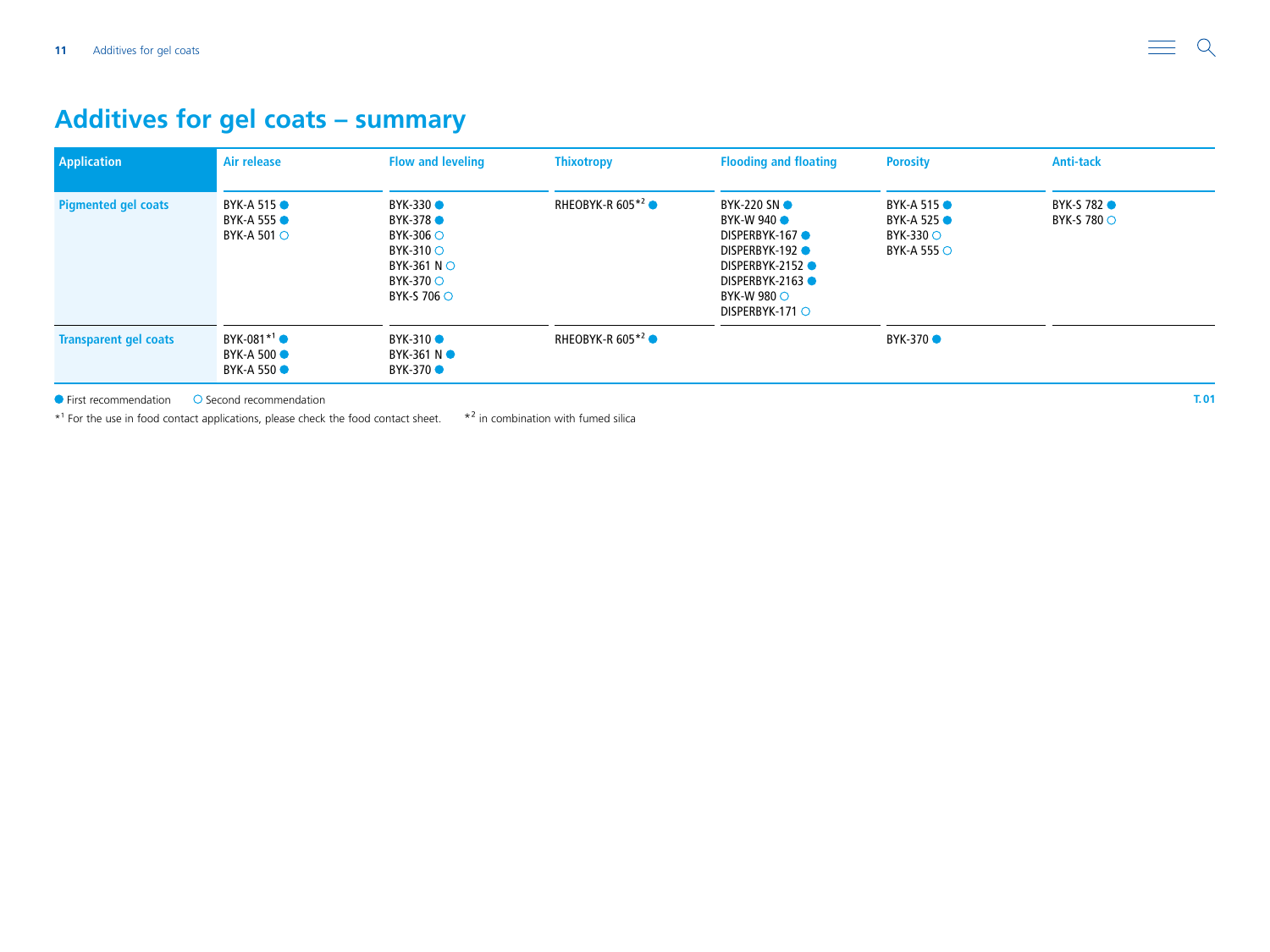# Additives for gel coats – summary

| Application | Air release | Flow and leveling | Thixotropy | Flooding and floating | Porosity | Anti-tack |
|---|---|---|---|---|---|---|
| Pigmented gel coats | BYK-A 515 ●<br>BYK-A 555 ●<br>BYK-A 501 ○ | BYK-330 ●<br>BYK-378 ●<br>BYK-306 ○<br>BYK-310 ○<br>BYK-361 N ○<br>BYK-370 ○<br>BYK-S 706 ○ | RHEOBYK-R 605*[2] ● | BYK-220 SN ●<br>BYK-W 940 ●<br>DISPERBYK-167 ●<br>DISPERBYK-192 ●<br>DISPERBYK-2152 ●<br>DISPERBYK-2163 ●<br>BYK-W 980 ○<br>DISPERBYK-171 ○ | BYK-A 515 ●<br>BYK-A 525 ●<br>BYK-330 ○<br>BYK-A 555 ○ | BYK-S 782 ●<br>BYK-S 780 ○ |
| Transparent gel coats | BYK-081*[1] ●<br>BYK-A 500 ●<br>BYK-A 550 ● | BYK-310 ●<br>BYK-361 N ●<br>BYK-370 ● | RHEOBYK-R 605*[2] ● | | BYK-370 ● | |

● First recommendation ○ Second recommendation

T. 01

*[1] For the use in food contact applications, please check the food contact sheet. *[2] in combination with fumed silica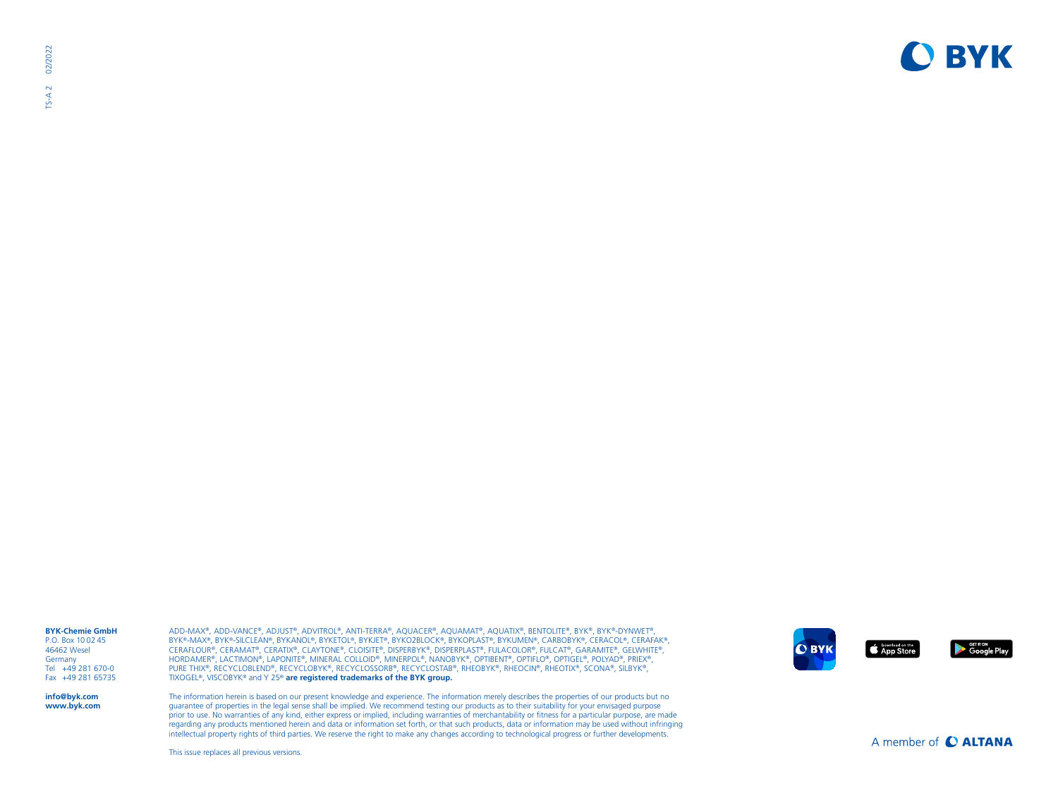**BYK-Chemie GmbH**
P.O. Box 10 02 45
46462 Wesel
Germany
Tel +49 281 670-0
Fax +49 281 65735

**info@byk.com**
**www.byk.com**

ADD-MAX®, ADD-VANCE®, ADJUST®, ADVITROL®, ANTI-TERRA®, AQUACER®, AQUAMAT®, AQUATIX®, BENTOLITE®, BYK®, BYK®-DYNWET®, BYK®-MAX®, BYK®-SILCLEAN®, BYKANOL®, BYKETOL®, BYKJET®, BYKO2BLOCK®, BYKOPLAST®, BYKUMEN®, CARBOBYK®, CERACOL®, CERAFAK®, CERAFLOUR®, CERAMAT®, CERATIX®, CLAYTONE®, CLOISITE®, DISPERBYK®, DISPERPLAST®, FULACOLOR®, FULCAT®, GARAMITE®, GELWHITE®, HORDAMER®, LACTIMON®, LAPONITE®, MINERAL COLLOID®, MINERPOL®, NANOBYK®, OPTIBENT®, OPTIFLO®, OPTIGEL®, POLYAD®, PRIEX®, PURE THIX®, RECYCLOBLEND®, RECYCLOBYK®, RECYCLOSSORB®, RECYCLOSTAB®, RHEOBYK®, RHEOCIN®, RHEOTIX®, SCONA®, SILBYK®, TIXOGEL®, VISCOBYK® and Y 25® **are registered trademarks of the BYK group.**

The information herein is based on our present knowledge and experience. The information merely describes the properties of our products but no guarantee of properties in the legal sense shall be implied. We recommend testing our products as to their suitability for your envisaged purpose prior to use. No warranties of any kind, either express or implied, including warranties of merchantability or fitness for a particular purpose, are made regarding any products mentioned herein and data or information set forth, or that such products, data or information may be used without infringing intellectual property rights of third parties. We reserve the right to make any changes according to technological progress or further developments.

This issue replaces all previous versions.

A member of ALTANA